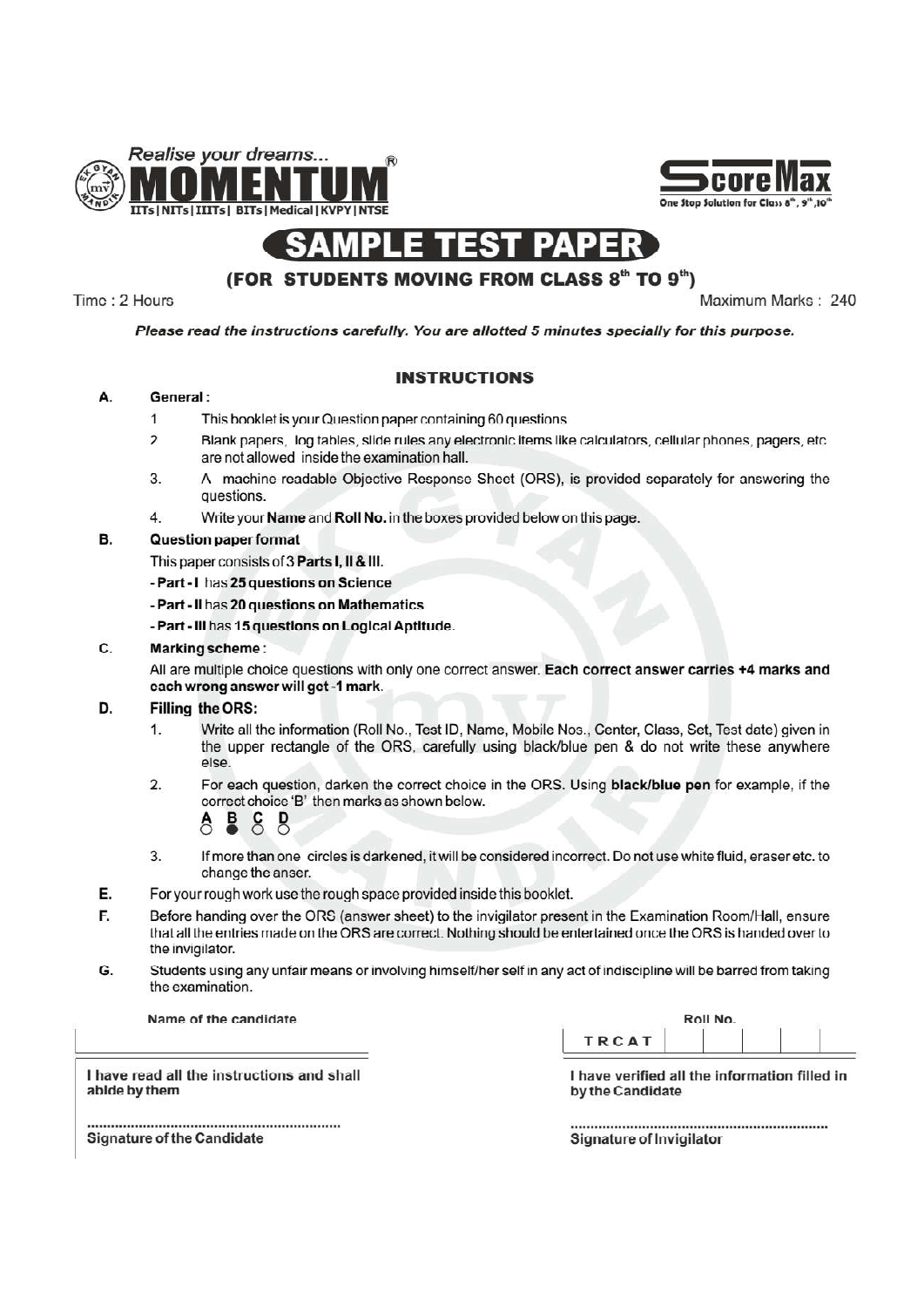Realise your dreams...

**MOMENTUM**

IITs | NITs | IIITs | BITs | Medical | KVPY | NTSE

**ScoreMax**

One Stop Solution for Class 8th, 9th, 10th

# SAMPLE TEST PAPER

## (FOR STUDENTS MOVING FROM CLASS 8th TO 9th)

Time : 2 Hours | Maximum Marks : 240

***Please read the instructions carefully. You are allotted 5 minutes specially for this purpose.***

### INSTRUCTIONS

**A. General :**

1. This booklet is your Question paper containing 60 questions
2. Blank papers, log tables, slide rules any electronic items like calculators, cellular phones, pagers, etc are not allowed inside the examination hall.
3. A machine readable Objective Response Sheet (ORS), is provided separately for answering the questions.
4. Write your **Name** and **Roll No.** in the boxes provided below on this page.

**B. Question paper format**

This paper consists of 3 **Parts I, II & III.**

- **Part - I** has **25 questions on Science**
- **Part - II** has **20 questions on Mathematics**
- **Part - III** has **15 questions on Logical Aptitude.**

**C. Marking scheme :**

All are multiple choice questions with only one correct answer. **Each correct answer carries +4 marks and each wrong answer will get -1 mark.**

**D. Filling the ORS:**

1. Write all the information (Roll No., Test ID, Name, Mobile Nos., Center, Class, Set, Test date) given in the upper rectangle of the ORS, carefully using black/blue pen & do not write these anywhere else.
2. For each question, darken the correct choice in the ORS. Using **black/blue pen** for example, if the correct choice 'B' then marks as shown below.

   A ○ B ● C ○ D ○

3. If more than one circles is darkened, it will be considered incorrect. Do not use white fluid, eraser etc. to change the anser.

**E.** For your rough work use the rough space provided inside this booklet.

**F.** Before handing over the ORS (answer sheet) to the invigilator present in the Examination Room/Hall, ensure that all the entries made on the ORS are correct. Nothing should be entertained once the ORS is handed over to the invigilator.

**G.** Students using any unfair means or involving himself/her self in any act of indiscipline will be barred from taking the examination.

Name of the candidate

Roll No.

| TRCAT | | | | | |
|---|---|---|---|---|---|

**I have read all the instructions and shall abide by them**

...............................................................

**Signature of the Candidate**

**I have verified all the information filled in by the Candidate**

...............................................................

**Signature of Invigilator**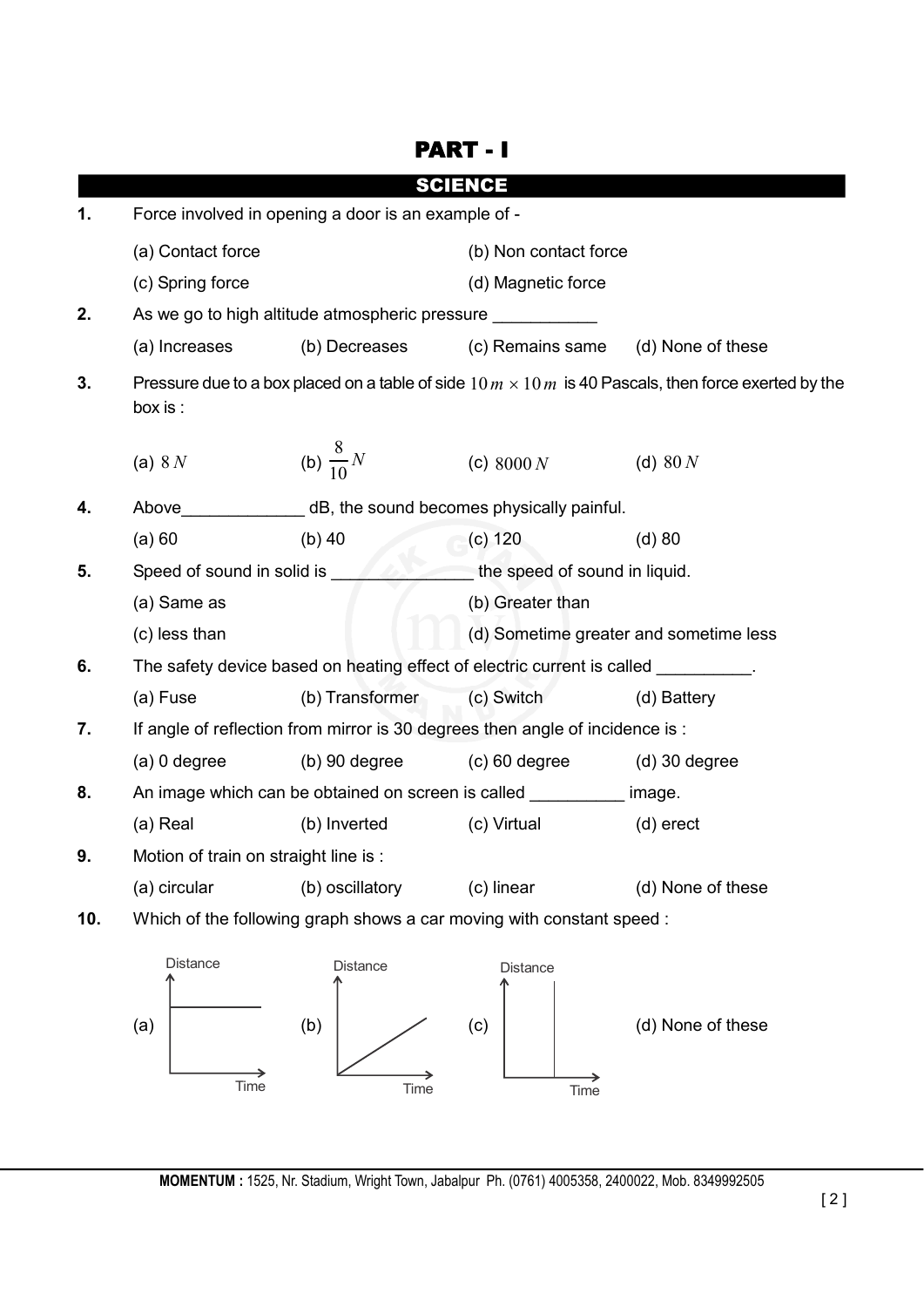# PART - I

## SCIENCE

**1.** Force involved in opening a door is an example of -

(a) Contact force
(b) Non contact force
(c) Spring force
(d) Magnetic force

**2.** As we go to high altitude atmospheric pressure ___________

(a) Increases
(b) Decreases
(c) Remains same
(d) None of these

**3.** Pressure due to a box placed on a table of side $10\,m \times 10\,m$ is 40 Pascals, then force exerted by the box is :

(a) $8\,N$
(b) $\frac{8}{10}N$
(c) $8000\,N$
(d) $80\,N$

**4.** Above_____________ dB, the sound becomes physically painful.

(a) 60
(b) 40
(c) 120
(d) 80

**5.** Speed of sound in solid is ______________ the speed of sound in liquid.

(a) Same as
(b) Greater than
(c) less than
(d) Sometime greater and sometime less

**6.** The safety device based on heating effect of electric current is called __________.

(a) Fuse
(b) Transformer
(c) Switch
(d) Battery

**7.** If angle of reflection from mirror is 30 degrees then angle of incidence is :

(a) 0 degree
(b) 90 degree
(c) 60 degree
(d) 30 degree

**8.** An image which can be obtained on screen is called __________ image.

(a) Real
(b) Inverted
(c) Virtual
(d) erect

**9.** Motion of train on straight line is :

(a) circular
(b) oscillatory
(c) linear
(d) None of these

**10.** Which of the following graph shows a car moving with constant speed :

(a) [Graph: Distance vs Time]
(b) [Graph: Distance vs Time]
(c) [Graph: Distance vs Time]
(d) None of these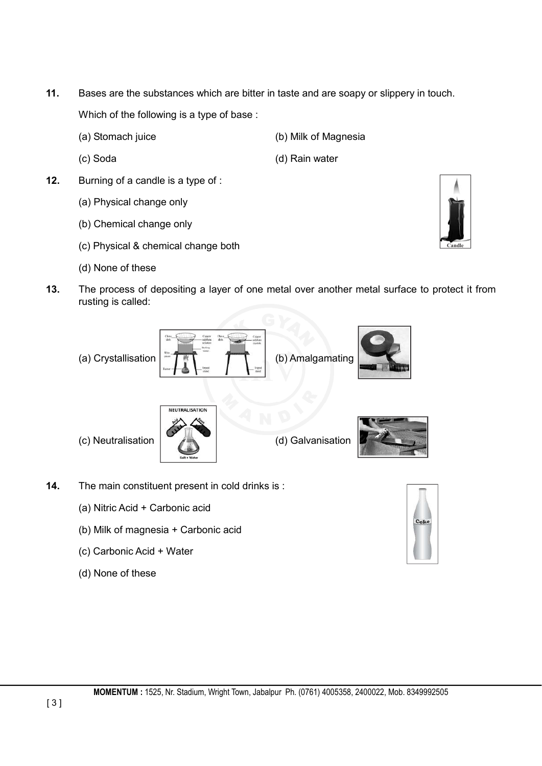**11.** Bases are the substances which are bitter in taste and are soapy or slippery in touch.

Which of the following is a type of base :

(a) Stomach juice
(b) Milk of Magnesia
(c) Soda
(d) Rain water

**12.** Burning of a candle is a type of :

(a) Physical change only
(b) Chemical change only
(c) Physical & chemical change both
(d) None of these

**13.** The process of depositing a layer of one metal over another metal surface to protect it from rusting is called:

(a) Crystallisation
(b) Amalgamating
(c) Neutralisation
(d) Galvanisation

**14.** The main constituent present in cold drinks is :

(a) Nitric Acid + Carbonic acid
(b) Milk of magnesia + Carbonic acid
(c) Carbonic Acid + Water
(d) None of these

**MOMENTUM :** 1525, Nr. Stadium, Wright Town, Jabalpur Ph. (0761) 4005358, 2400022, Mob. 8349992505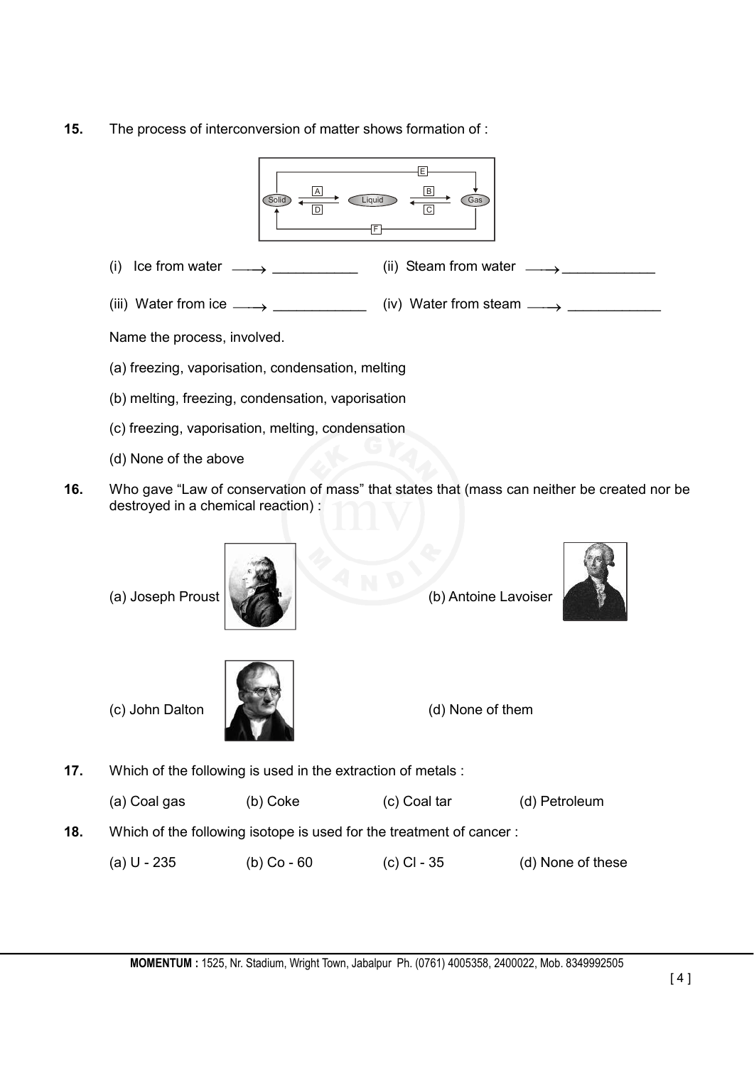**15.** The process of interconversion of matter shows formation of :

(i) Ice from water $\longrightarrow$ ___________ (ii) Steam from water $\longrightarrow$ ___________

(iii) Water from ice $\longrightarrow$ ___________ (iv) Water from steam $\longrightarrow$ ___________

Name the process, involved.

(a) freezing, vaporisation, condensation, melting

(b) melting, freezing, condensation, vaporisation

(c) freezing, vaporisation, melting, condensation

(d) None of the above

**16.** Who gave "Law of conservation of mass" that states that (mass can neither be created nor be destroyed in a chemical reaction) :

(a) Joseph Proust

(b) Antoine Lavoiser

(c) John Dalton

(d) None of them

**17.** Which of the following is used in the extraction of metals :

(a) Coal gas (b) Coke (c) Coal tar (d) Petroleum

**18.** Which of the following isotope is used for the treatment of cancer :

(a) U - 235 (b) Co - 60 (c) Cl - 35 (d) None of these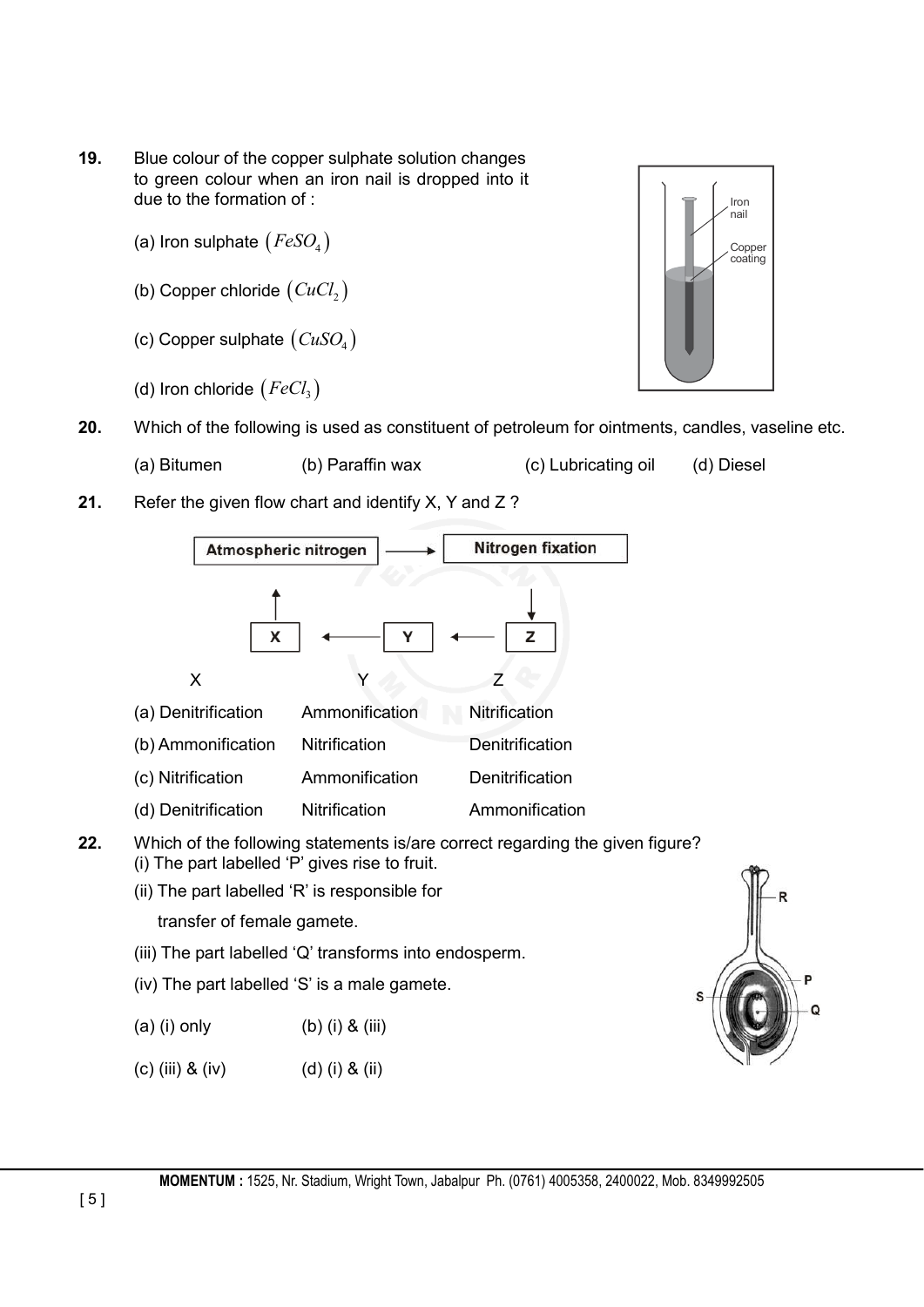**19.** Blue colour of the copper sulphate solution changes to green colour when an iron nail is dropped into it due to the formation of :

(a) Iron sulphate $(FeSO_4)$

(b) Copper chloride $(CuCl_2)$

(c) Copper sulphate $(CuSO_4)$

(d) Iron chloride $(FeCl_3)$

**20.** Which of the following is used as constituent of petroleum for ointments, candles, vaseline etc.

(a) Bitumen (b) Paraffin wax (c) Lubricating oil (d) Diesel

**21.** Refer the given flow chart and identify X, Y and Z ?

Atmospheric nitrogen → Nitrogen fixation → Z → Y → X → Atmospheric nitrogen

| | X | Y | Z |
|---|---|---|---|
| (a) | Denitrification | Ammonification | Nitrification |
| (b) | Ammonification | Nitrification | Denitrification |
| (c) | Nitrification | Ammonification | Denitrification |
| (d) | Denitrification | Nitrification | Ammonification |

**22.** Which of the following statements is/are correct regarding the given figure?

(i) The part labelled 'P' gives rise to fruit.

(ii) The part labelled 'R' is responsible for transfer of female gamete.

(iii) The part labelled 'Q' transforms into endosperm.

(iv) The part labelled 'S' is a male gamete.

(a) (i) only (b) (i) & (iii)

(c) (iii) & (iv) (d) (i) & (ii)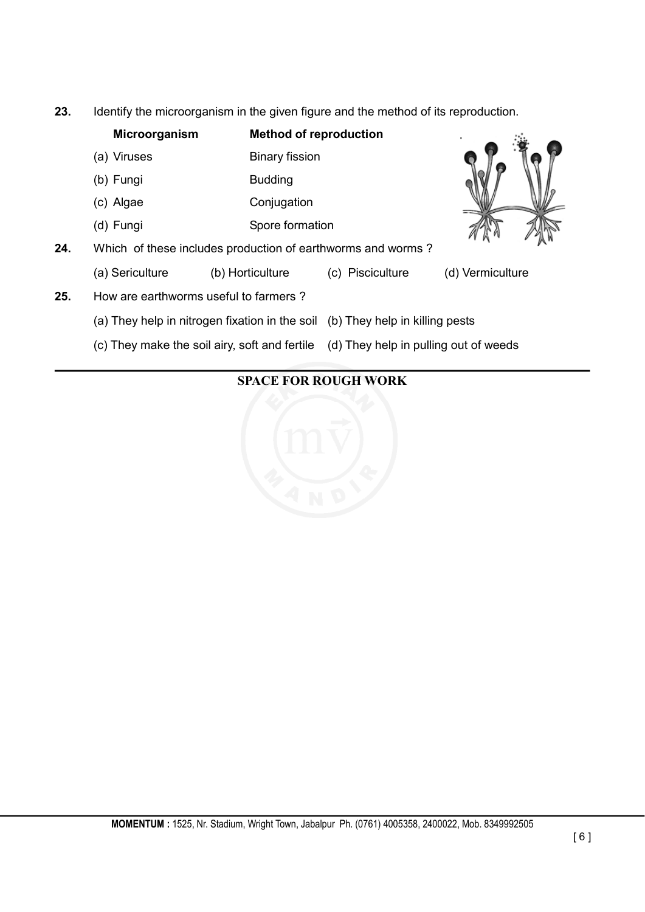**23.** Identify the microorganism in the given figure and the method of its reproduction.

| Microorganism | Method of reproduction |
|---|---|
| (a) Viruses | Binary fission |
| (b) Fungi | Budding |
| (c) Algae | Conjugation |
| (d) Fungi | Spore formation |

**24.** Which of these includes production of earthworms and worms ?

(a) Sericulture (b) Horticulture (c) Pisciculture (d) Vermiculture

**25.** How are earthworms useful to farmers ?

(a) They help in nitrogen fixation in the soil (b) They help in killing pests

(c) They make the soil airy, soft and fertile (d) They help in pulling out of weeds

**SPACE FOR ROUGH WORK**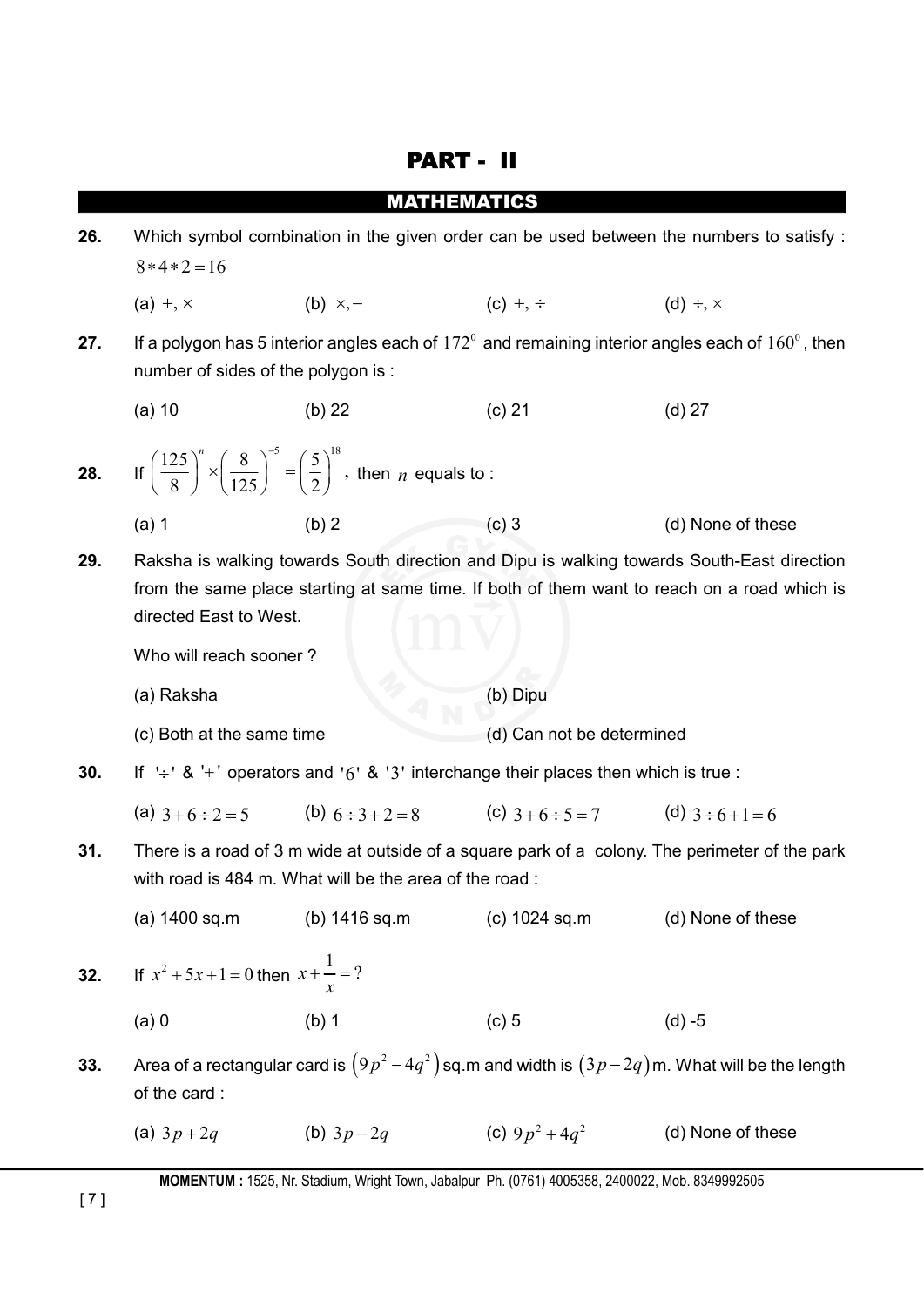# PART - II

## MATHEMATICS

**26.** Which symbol combination in the given order can be used between the numbers to satisfy : $8*4*2=16$

(a) $+, \times$ (b) $\times, -$ (c) $+, \div$ (d) $\div, \times$

**27.** If a polygon has 5 interior angles each of $172^0$ and remaining interior angles each of $160^0$, then number of sides of the polygon is :

(a) 10 (b) 22 (c) 21 (d) 27

**28.** If $\left(\frac{125}{8}\right)^n \times \left(\frac{8}{125}\right)^{-5} = \left(\frac{5}{2}\right)^{18}$, then $n$ equals to :

(a) 1 (b) 2 (c) 3 (d) None of these

**29.** Raksha is walking towards South direction and Dipu is walking towards South-East direction from the same place starting at same time. If both of them want to reach on a road which is directed East to West.

Who will reach sooner ?

(a) Raksha (b) Dipu

(c) Both at the same time (d) Can not be determined

**30.** If '$\div$' & '$+$' operators and '$6$' & '$3$' interchange their places then which is true :

(a) $3+6\div 2=5$ (b) $6\div 3+2=8$ (c) $3+6\div 5=7$ (d) $3\div 6+1=6$

**31.** There is a road of 3 m wide at outside of a square park of a colony. The perimeter of the park with road is 484 m. What will be the area of the road :

(a) 1400 sq.m (b) 1416 sq.m (c) 1024 sq.m (d) None of these

**32.** If $x^2+5x+1=0$ then $x+\frac{1}{x}=?$

(a) 0 (b) 1 (c) 5 (d) -5

**33.** Area of a rectangular card is $\left(9p^2-4q^2\right)$ sq.m and width is $\left(3p-2q\right)$m. What will be the length of the card :

(a) $3p+2q$ (b) $3p-2q$ (c) $9p^2+4q^2$ (d) None of these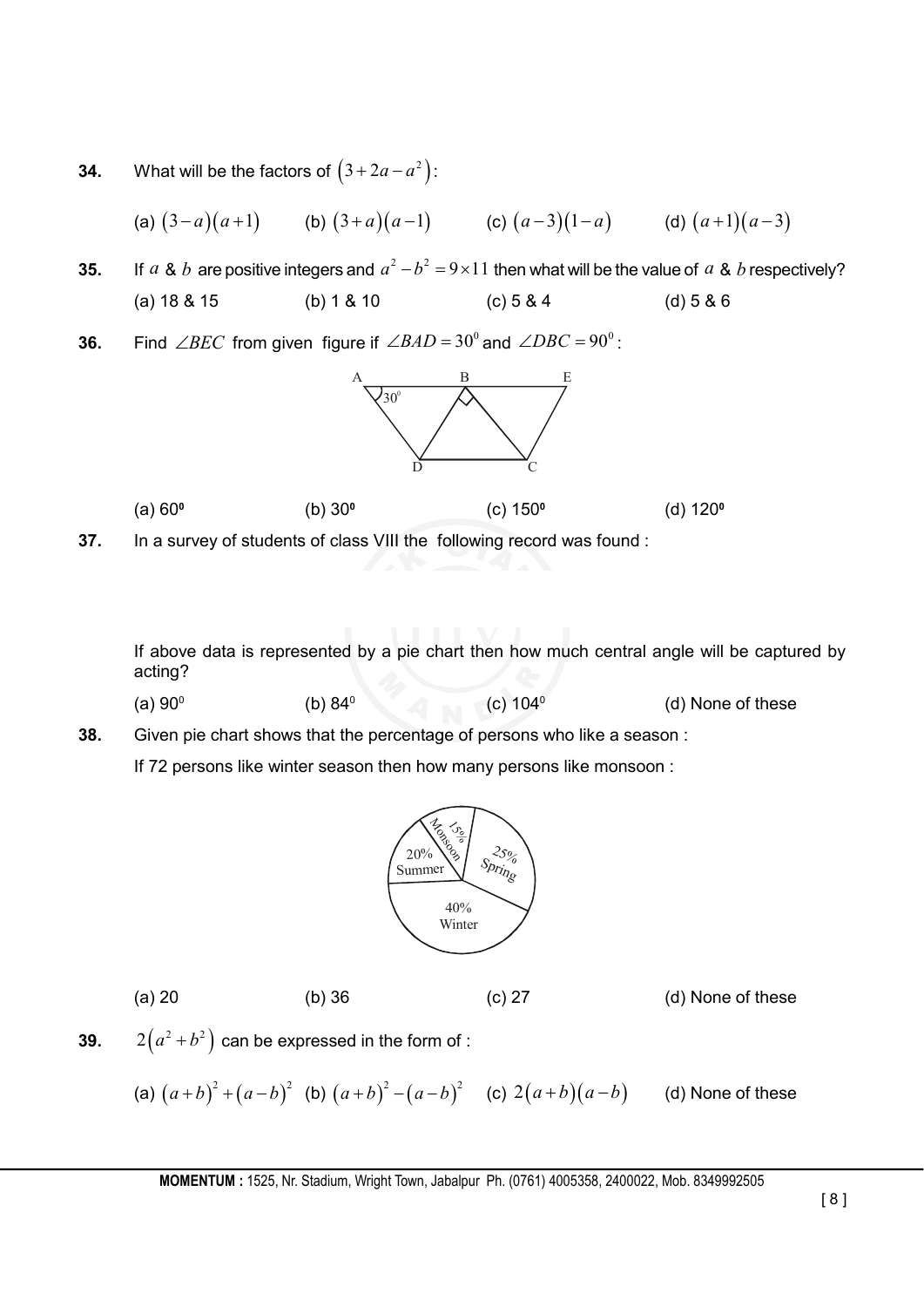**34.** What will be the factors of $\left(3+2a-a^2\right)$:

(a) $(3-a)(a+1)$ (b) $(3+a)(a-1)$ (c) $(a-3)(1-a)$ (d) $(a+1)(a-3)$

**35.** If $a$ & $b$ are positive integers and $a^2-b^2=9\times 11$ then what will be the value of $a$ & $b$ respectively?

(a) 18 & 15 (b) 1 & 10 (c) 5 & 4 (d) 5 & 6

**36.** Find $\angle BEC$ from given figure if $\angle BAD = 30^0$ and $\angle DBC = 90^0$:

(a) 60⁰ (b) 30⁰ (c) 150⁰ (d) 120⁰

**37.** In a survey of students of class VIII the following record was found :

If above data is represented by a pie chart then how much central angle will be captured by acting?

(a) $90^0$ (b) $84^0$ (c) $104^0$ (d) None of these

**38.** Given pie chart shows that the percentage of persons who like a season :

If 72 persons like winter season then how many persons like monsoon :

(a) 20 (b) 36 (c) 27 (d) None of these

**39.** $2\left(a^2+b^2\right)$ can be expressed in the form of :

(a) $(a+b)^2+(a-b)^2$ (b) $(a+b)^2-(a-b)^2$ (c) $2(a+b)(a-b)$ (d) None of these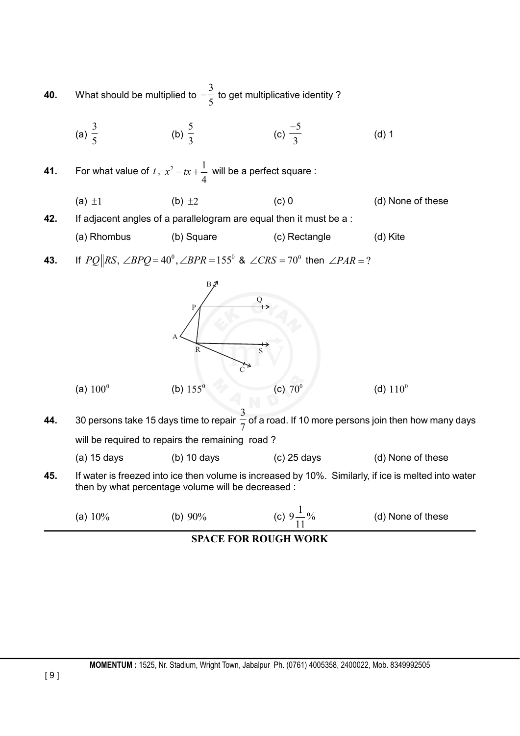**40.** What should be multiplied to $-\frac{3}{5}$ to get multiplicative identity ?

(a) $\frac{3}{5}$ (b) $\frac{5}{3}$ (c) $\frac{-5}{3}$ (d) 1

**41.** For what value of $t$, $x^2 - tx + \frac{1}{4}$ will be a perfect square :

(a) $\pm 1$ (b) $\pm 2$ (c) 0 (d) None of these

**42.** If adjacent angles of a parallelogram are equal then it must be a :

(a) Rhombus (b) Square (c) Rectangle (d) Kite

**43.** If $PQ \| RS$, $\angle BPQ = 40^0$, $\angle BPR = 155^0$ & $\angle CRS = 70^0$ then $\angle PAR = ?$

(a) $100^0$ (b) $155^0$ (c) $70^0$ (d) $110^0$

**44.** 30 persons take 15 days time to repair $\frac{3}{7}$ of a road. If 10 more persons join then how many days will be required to repairs the remaining road ?

(a) 15 days (b) 10 days (c) 25 days (d) None of these

**45.** If water is freezed into ice then volume is increased by 10%. Similarly, if ice is melted into water then by what percentage volume will be decreased :

(a) $10\%$ (b) $90\%$ (c) $9\frac{1}{11}\%$ (d) None of these

**SPACE FOR ROUGH WORK**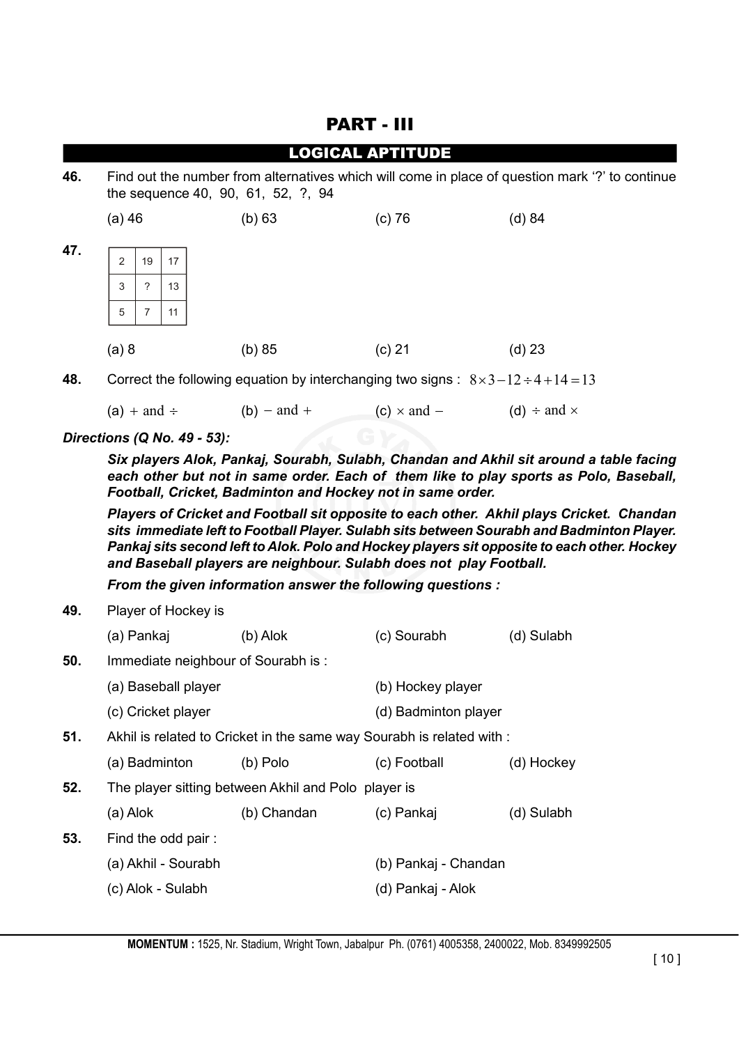# PART - III

## LOGICAL APTITUDE

**46.** Find out the number from alternatives which will come in place of question mark '?' to continue the sequence 40, 90, 61, 52, ?, 94

(a) 46 (b) 63 (c) 76 (d) 84

**47.**

| 2 | 19 | 17 |
|---|---|---|
| 3 | ? | 13 |
| 5 | 7 | 11 |

(a) 8 (b) 85 (c) 21 (d) 23

**48.** Correct the following equation by interchanging two signs : $8 \times 3 - 12 \div 4 + 14 = 13$

(a) $+$ and $\div$ (b) $-$ and $+$ (c) $\times$ and $-$ (d) $\div$ and $\times$

***Directions (Q No. 49 - 53):***

***Six players Alok, Pankaj, Sourabh, Sulabh, Chandan and Akhil sit around a table facing each other but not in same order. Each of them like to play sports as Polo, Baseball, Football, Cricket, Badminton and Hockey not in same order.***

***Players of Cricket and Football sit opposite to each other. Akhil plays Cricket. Chandan sits immediate left to Football Player. Sulabh sits between Sourabh and Badminton Player. Pankaj sits second left to Alok. Polo and Hockey players sit opposite to each other. Hockey and Baseball players are neighbour. Sulabh does not play Football.***

***From the given information answer the following questions :***

**49.** Player of Hockey is

(a) Pankaj (b) Alok (c) Sourabh (d) Sulabh

**50.** Immediate neighbour of Sourabh is :

(a) Baseball player (b) Hockey player

(c) Cricket player (d) Badminton player

**51.** Akhil is related to Cricket in the same way Sourabh is related with :

(a) Badminton (b) Polo (c) Football (d) Hockey

**52.** The player sitting between Akhil and Polo player is

(a) Alok (b) Chandan (c) Pankaj (d) Sulabh

**53.** Find the odd pair :

(a) Akhil - Sourabh (b) Pankaj - Chandan

(c) Alok - Sulabh (d) Pankaj - Alok

**MOMENTUM :** 1525, Nr. Stadium, Wright Town, Jabalpur Ph. (0761) 4005358, 2400022, Mob. 8349992505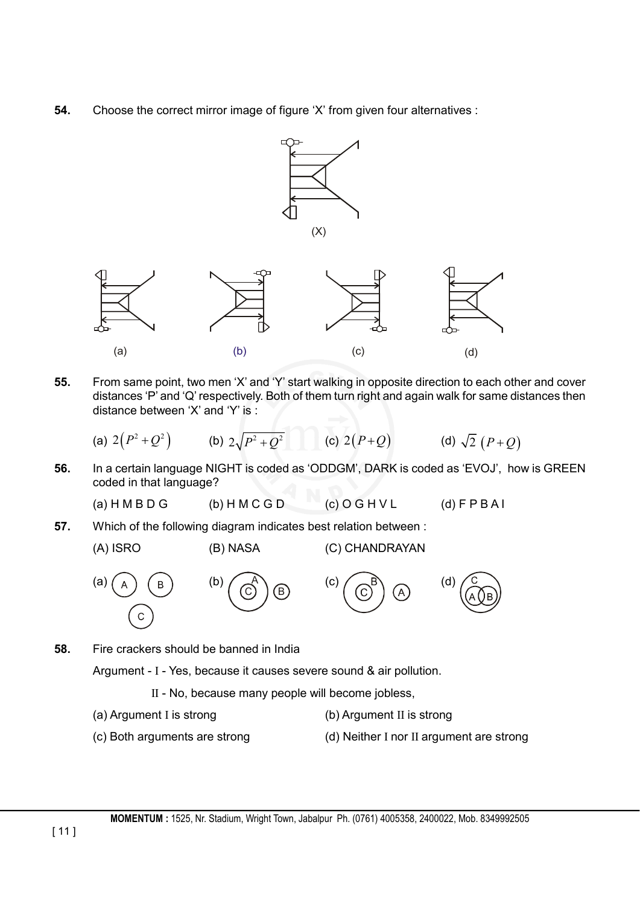**54.** Choose the correct mirror image of figure 'X' from given four alternatives :

(X)

(a) (b) (c) (d)

**55.** From same point, two men 'X' and 'Y' start walking in opposite direction to each other and cover distances 'P' and 'Q' respectively. Both of them turn right and again walk for same distances then distance between 'X' and 'Y' is :

(a) $2\left(P^2+Q^2\right)$ (b) $2\sqrt{P^2+Q^2}$ (c) $2\left(P+Q\right)$ (d) $\sqrt{2}\ \left(P+Q\right)$

**56.** In a certain language NIGHT is coded as 'ODDGM', DARK is coded as 'EVOJ', how is GREEN coded in that language?

(a) H M B D G (b) H M C G D (c) O G H V L (d) F P B A I

**57.** Which of the following diagram indicates best relation between :

(A) ISRO (B) NASA (C) CHANDRAYAN

(a) A B C (b) A C B (c) B C A (d) C A B

**58.** Fire crackers should be banned in India

Argument - I - Yes, because it causes severe sound & air pollution.

II - No, because many people will become jobless,

(a) Argument I is strong (b) Argument II is strong

(c) Both arguments are strong (d) Neither I nor II argument are strong

MOMENTUM : 1525, Nr. Stadium, Wright Town, Jabalpur Ph. (0761) 4005358, 2400022, Mob. 8349992505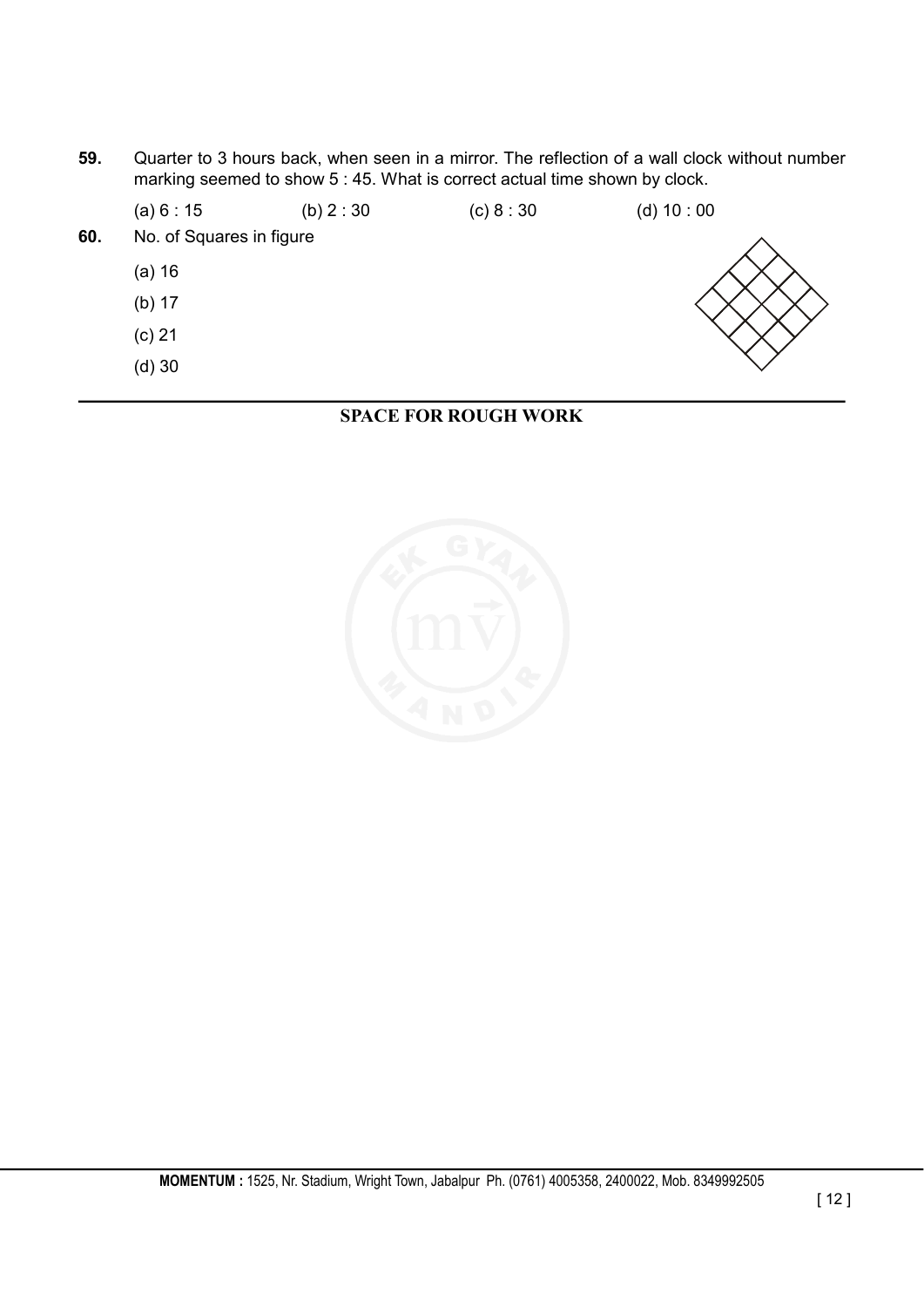**59.** Quarter to 3 hours back, when seen in a mirror. The reflection of a wall clock without number marking seemed to show 5 : 45. What is correct actual time shown by clock.

(a) 6 : 15 (b) 2 : 30 (c) 8 : 30 (d) 10 : 00

**60.** No. of Squares in figure

(a) 16

(b) 17

(c) 21

(d) 30

---

**SPACE FOR ROUGH WORK**